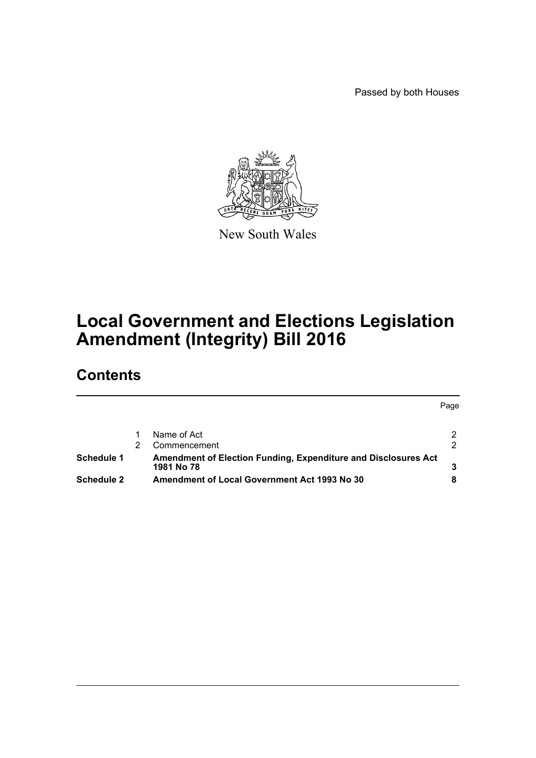Passed by both Houses

New South Wales

# Local Government and Elections Legislation Amendment (Integrity) Bill 2016

## Contents

| | | | Page |
|---|---|---|---|
| | 1 | Name of Act | 2 |
| | 2 | Commencement | 2 |
| **Schedule 1** | | **Amendment of Election Funding, Expenditure and Disclosures Act 1981 No 78** | **3** |
| **Schedule 2** | | **Amendment of Local Government Act 1993 No 30** | **8** |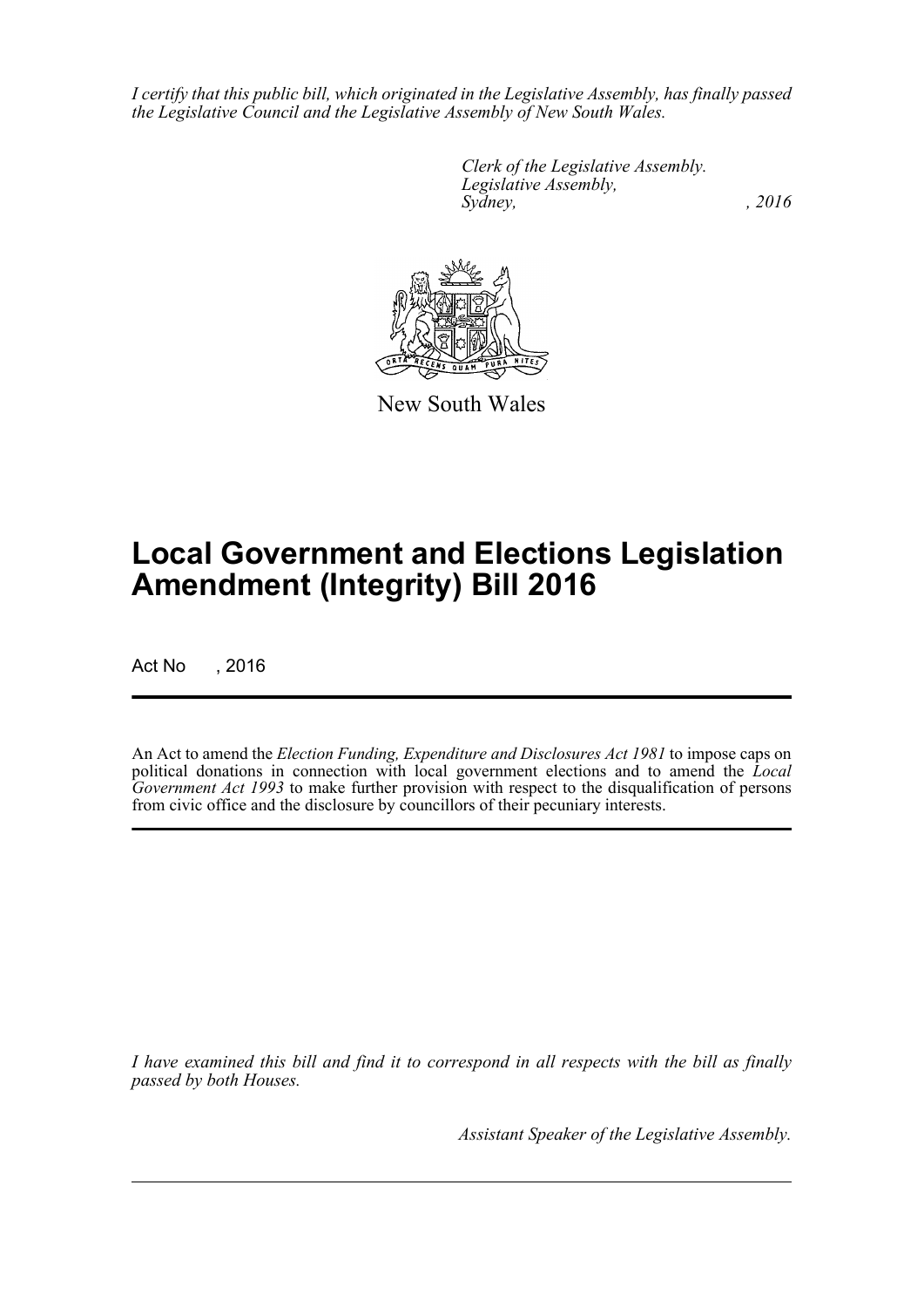*I certify that this public bill, which originated in the Legislative Assembly, has finally passed the Legislative Council and the Legislative Assembly of New South Wales.*

*Clerk of the Legislative Assembly.*
*Legislative Assembly,*
*Sydney, , 2016*

New South Wales

# Local Government and Elections Legislation Amendment (Integrity) Bill 2016

Act No , 2016

An Act to amend the *Election Funding, Expenditure and Disclosures Act 1981* to impose caps on political donations in connection with local government elections and to amend the *Local Government Act 1993* to make further provision with respect to the disqualification of persons from civic office and the disclosure by councillors of their pecuniary interests.

*I have examined this bill and find it to correspond in all respects with the bill as finally passed by both Houses.*

*Assistant Speaker of the Legislative Assembly.*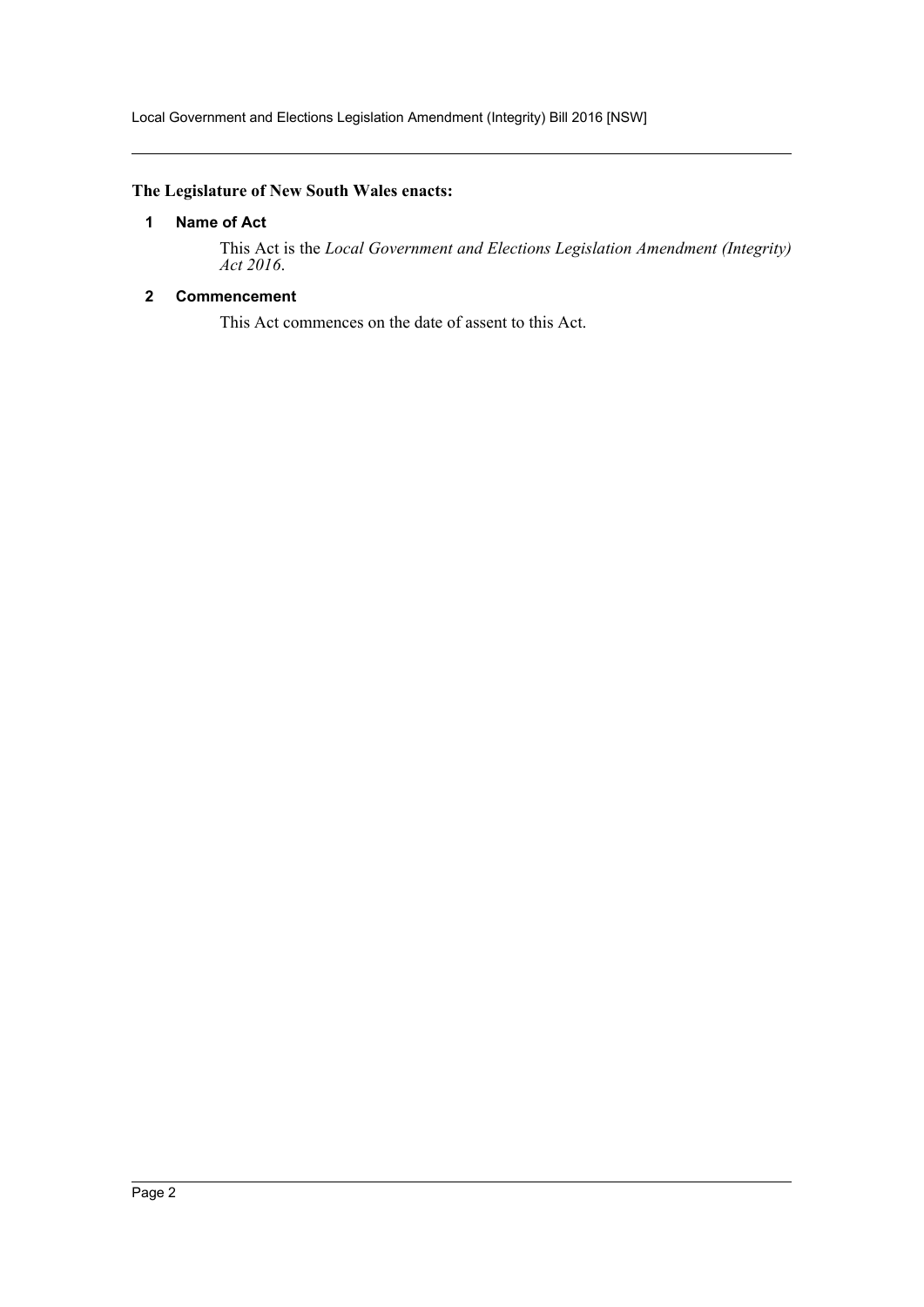**The Legislature of New South Wales enacts:**

### 1 Name of Act

This Act is the *Local Government and Elections Legislation Amendment (Integrity) Act 2016*.

### 2 Commencement

This Act commences on the date of assent to this Act.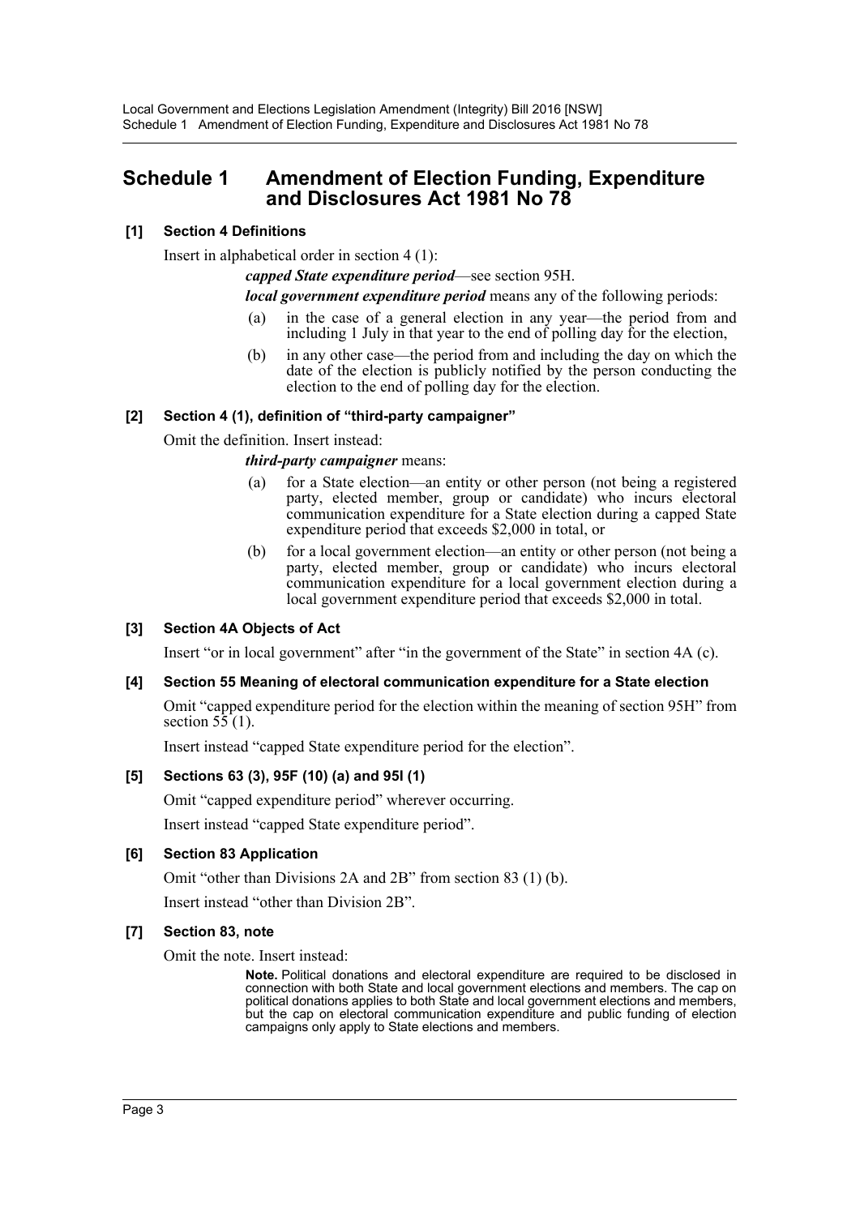# Schedule 1 Amendment of Election Funding, Expenditure and Disclosures Act 1981 No 78

### [1] Section 4 Definitions

Insert in alphabetical order in section 4 (1):

***capped State expenditure period***—see section 95H.

***local government expenditure period*** means any of the following periods:

(a) in the case of a general election in any year—the period from and including 1 July in that year to the end of polling day for the election,

(b) in any other case—the period from and including the day on which the date of the election is publicly notified by the person conducting the election to the end of polling day for the election.

### [2] Section 4 (1), definition of "third-party campaigner"

Omit the definition. Insert instead:

***third-party campaigner*** means:

(a) for a State election—an entity or other person (not being a registered party, elected member, group or candidate) who incurs electoral communication expenditure for a State election during a capped State expenditure period that exceeds $2,000 in total, or

(b) for a local government election—an entity or other person (not being a party, elected member, group or candidate) who incurs electoral communication expenditure for a local government election during a local government expenditure period that exceeds $2,000 in total.

### [3] Section 4A Objects of Act

Insert "or in local government" after "in the government of the State" in section 4A (c).

### [4] Section 55 Meaning of electoral communication expenditure for a State election

Omit "capped expenditure period for the election within the meaning of section 95H" from section 55 (1).

Insert instead "capped State expenditure period for the election".

### [5] Sections 63 (3), 95F (10) (a) and 95I (1)

Omit "capped expenditure period" wherever occurring.

Insert instead "capped State expenditure period".

### [6] Section 83 Application

Omit "other than Divisions 2A and 2B" from section 83 (1) (b).

Insert instead "other than Division 2B".

### [7] Section 83, note

Omit the note. Insert instead:

**Note.** Political donations and electoral expenditure are required to be disclosed in connection with both State and local government elections and members. The cap on political donations applies to both State and local government elections and members, but the cap on electoral communication expenditure and public funding of election campaigns only apply to State elections and members.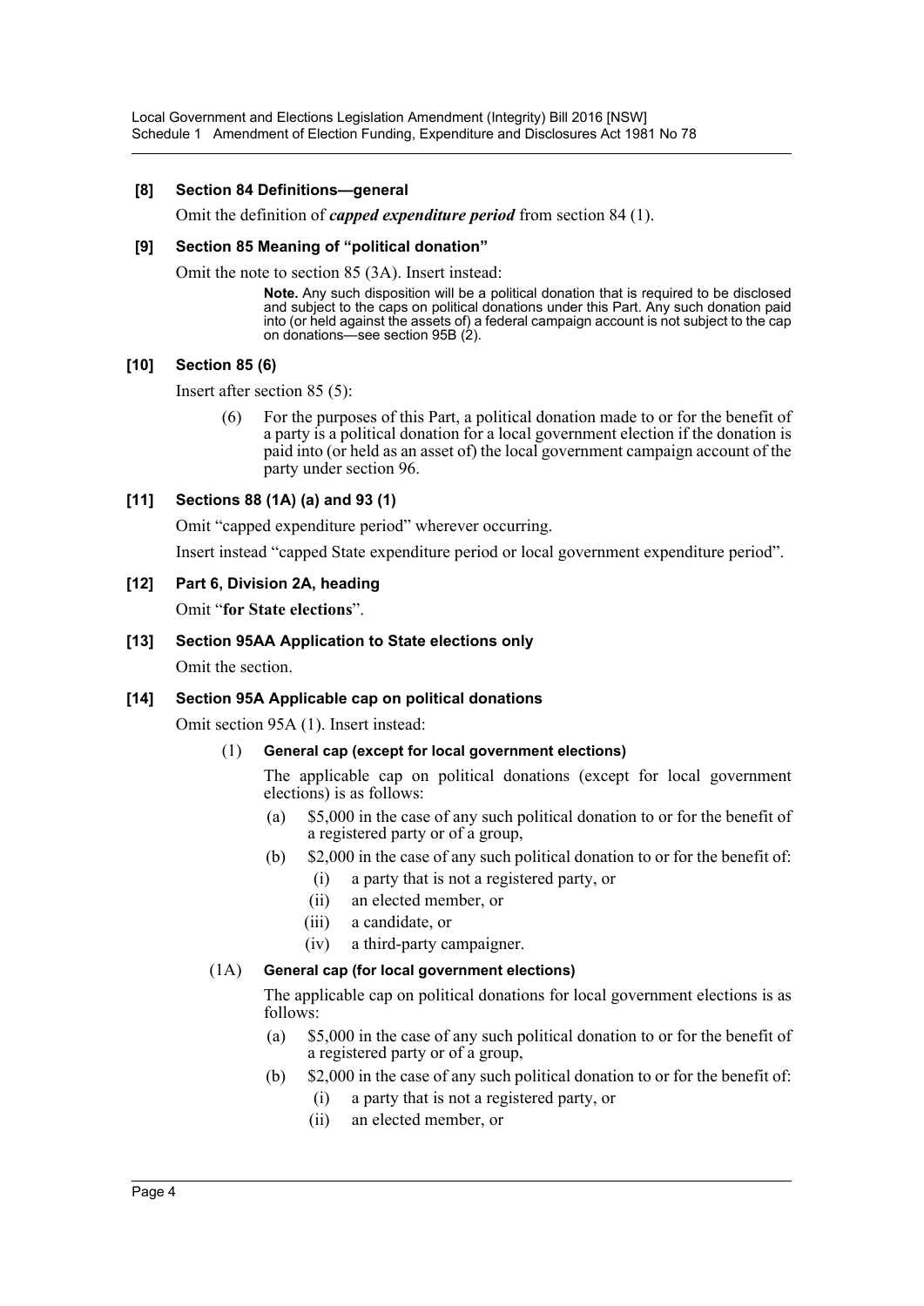**[8] Section 84 Definitions—general**

Omit the definition of ***capped expenditure period*** from section 84 (1).

**[9] Section 85 Meaning of "political donation"**

Omit the note to section 85 (3A). Insert instead:

> **Note.** Any such disposition will be a political donation that is required to be disclosed and subject to the caps on political donations under this Part. Any such donation paid into (or held against the assets of) a federal campaign account is not subject to the cap on donations—see section 95B (2).

**[10] Section 85 (6)**

Insert after section 85 (5):

> (6) For the purposes of this Part, a political donation made to or for the benefit of a party is a political donation for a local government election if the donation is paid into (or held as an asset of) the local government campaign account of the party under section 96.

**[11] Sections 88 (1A) (a) and 93 (1)**

Omit "capped expenditure period" wherever occurring.

Insert instead "capped State expenditure period or local government expenditure period".

**[12] Part 6, Division 2A, heading**

Omit "**for State elections**".

**[13] Section 95AA Application to State elections only**

Omit the section.

**[14] Section 95A Applicable cap on political donations**

Omit section 95A (1). Insert instead:

> (1) **General cap (except for local government elections)**
>
> The applicable cap on political donations (except for local government elections) is as follows:
>
> (a) $5,000 in the case of any such political donation to or for the benefit of a registered party or of a group,
>
> (b) $2,000 in the case of any such political donation to or for the benefit of:
>
> (i) a party that is not a registered party, or
>
> (ii) an elected member, or
>
> (iii) a candidate, or
>
> (iv) a third-party campaigner.
>
> (1A) **General cap (for local government elections)**
>
> The applicable cap on political donations for local government elections is as follows:
>
> (a) $5,000 in the case of any such political donation to or for the benefit of a registered party or of a group,
>
> (b) $2,000 in the case of any such political donation to or for the benefit of:
>
> (i) a party that is not a registered party, or
>
> (ii) an elected member, or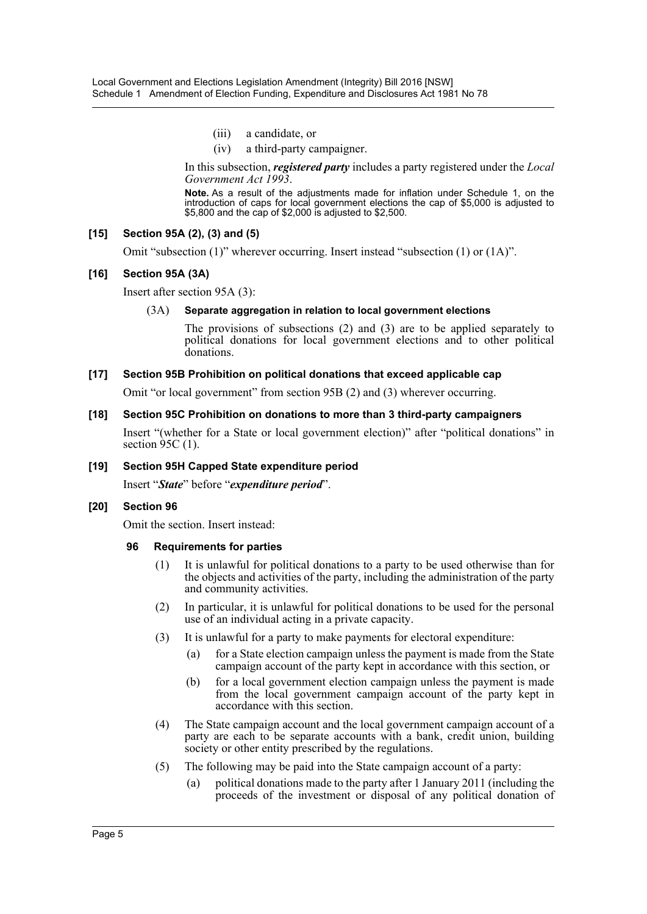(iii) a candidate, or

(iv) a third-party campaigner.

In this subsection, ***registered party*** includes a party registered under the *Local Government Act 1993*.

**Note.** As a result of the adjustments made for inflation under Schedule 1, on the introduction of caps for local government elections the cap of $5,000 is adjusted to $5,800 and the cap of $2,000 is adjusted to $2,500.

### [15] Section 95A (2), (3) and (5)

Omit "subsection (1)" wherever occurring. Insert instead "subsection (1) or (1A)".

### [16] Section 95A (3A)

Insert after section 95A (3):

(3A) **Separate aggregation in relation to local government elections**

The provisions of subsections (2) and (3) are to be applied separately to political donations for local government elections and to other political donations.

### [17] Section 95B Prohibition on political donations that exceed applicable cap

Omit "or local government" from section 95B (2) and (3) wherever occurring.

### [18] Section 95C Prohibition on donations to more than 3 third-party campaigners

Insert "(whether for a State or local government election)" after "political donations" in section 95C (1).

### [19] Section 95H Capped State expenditure period

Insert "***State***" before "***expenditure period***".

### [20] Section 96

Omit the section. Insert instead:

**96 Requirements for parties**

(1) It is unlawful for political donations to a party to be used otherwise than for the objects and activities of the party, including the administration of the party and community activities.

(2) In particular, it is unlawful for political donations to be used for the personal use of an individual acting in a private capacity.

(3) It is unlawful for a party to make payments for electoral expenditure:

(a) for a State election campaign unless the payment is made from the State campaign account of the party kept in accordance with this section, or

(b) for a local government election campaign unless the payment is made from the local government campaign account of the party kept in accordance with this section.

(4) The State campaign account and the local government campaign account of a party are each to be separate accounts with a bank, credit union, building society or other entity prescribed by the regulations.

(5) The following may be paid into the State campaign account of a party:

(a) political donations made to the party after 1 January 2011 (including the proceeds of the investment or disposal of any political donation of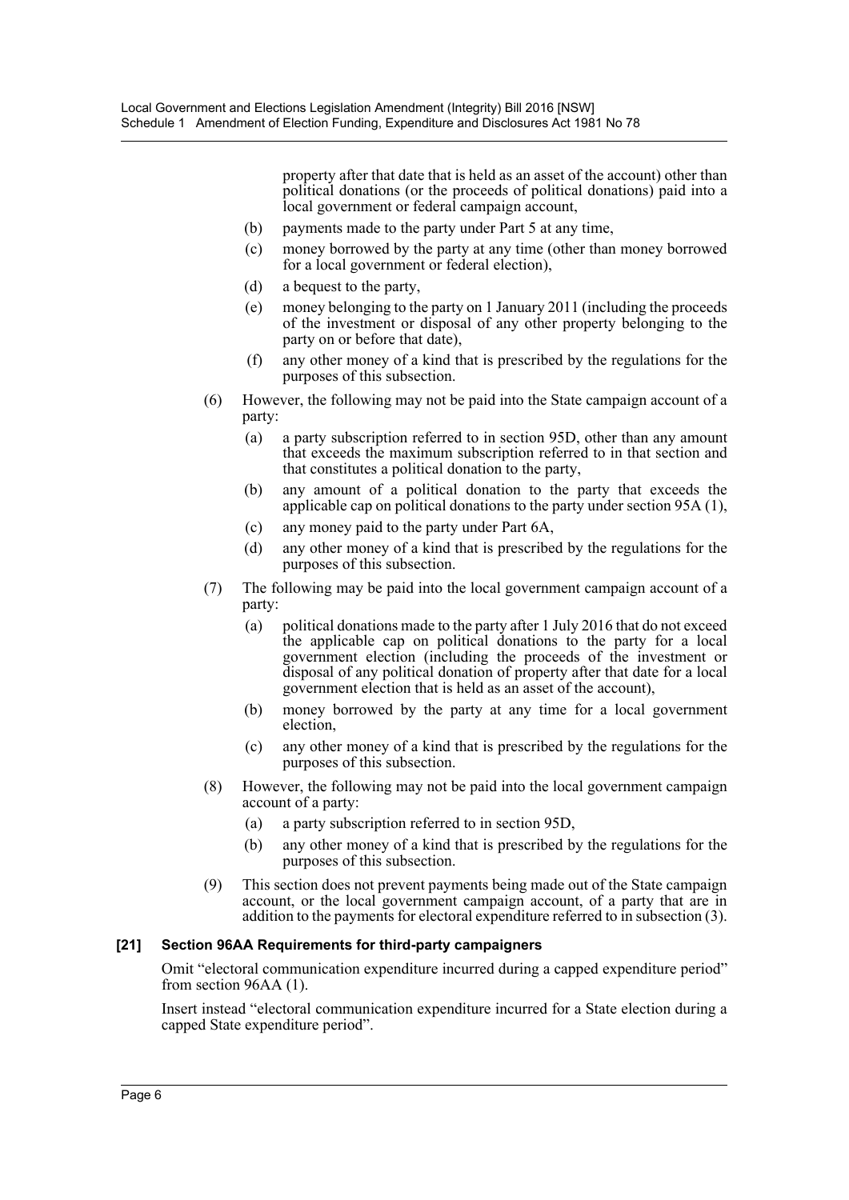property after that date that is held as an asset of the account) other than political donations (or the proceeds of political donations) paid into a local government or federal campaign account,

- (b) payments made to the party under Part 5 at any time,
- (c) money borrowed by the party at any time (other than money borrowed for a local government or federal election),
- (d) a bequest to the party,
- (e) money belonging to the party on 1 January 2011 (including the proceeds of the investment or disposal of any other property belonging to the party on or before that date),
- (f) any other money of a kind that is prescribed by the regulations for the purposes of this subsection.

(6) However, the following may not be paid into the State campaign account of a party:

- (a) a party subscription referred to in section 95D, other than any amount that exceeds the maximum subscription referred to in that section and that constitutes a political donation to the party,
- (b) any amount of a political donation to the party that exceeds the applicable cap on political donations to the party under section 95A (1),
- (c) any money paid to the party under Part 6A,
- (d) any other money of a kind that is prescribed by the regulations for the purposes of this subsection.

(7) The following may be paid into the local government campaign account of a party:

- (a) political donations made to the party after 1 July 2016 that do not exceed the applicable cap on political donations to the party for a local government election (including the proceeds of the investment or disposal of any political donation of property after that date for a local government election that is held as an asset of the account),
- (b) money borrowed by the party at any time for a local government election,
- (c) any other money of a kind that is prescribed by the regulations for the purposes of this subsection.

(8) However, the following may not be paid into the local government campaign account of a party:

- (a) a party subscription referred to in section 95D,
- (b) any other money of a kind that is prescribed by the regulations for the purposes of this subsection.

(9) This section does not prevent payments being made out of the State campaign account, or the local government campaign account, of a party that are in addition to the payments for electoral expenditure referred to in subsection (3).

**[21] Section 96AA Requirements for third-party campaigners**

Omit "electoral communication expenditure incurred during a capped expenditure period" from section 96AA (1).

Insert instead "electoral communication expenditure incurred for a State election during a capped State expenditure period".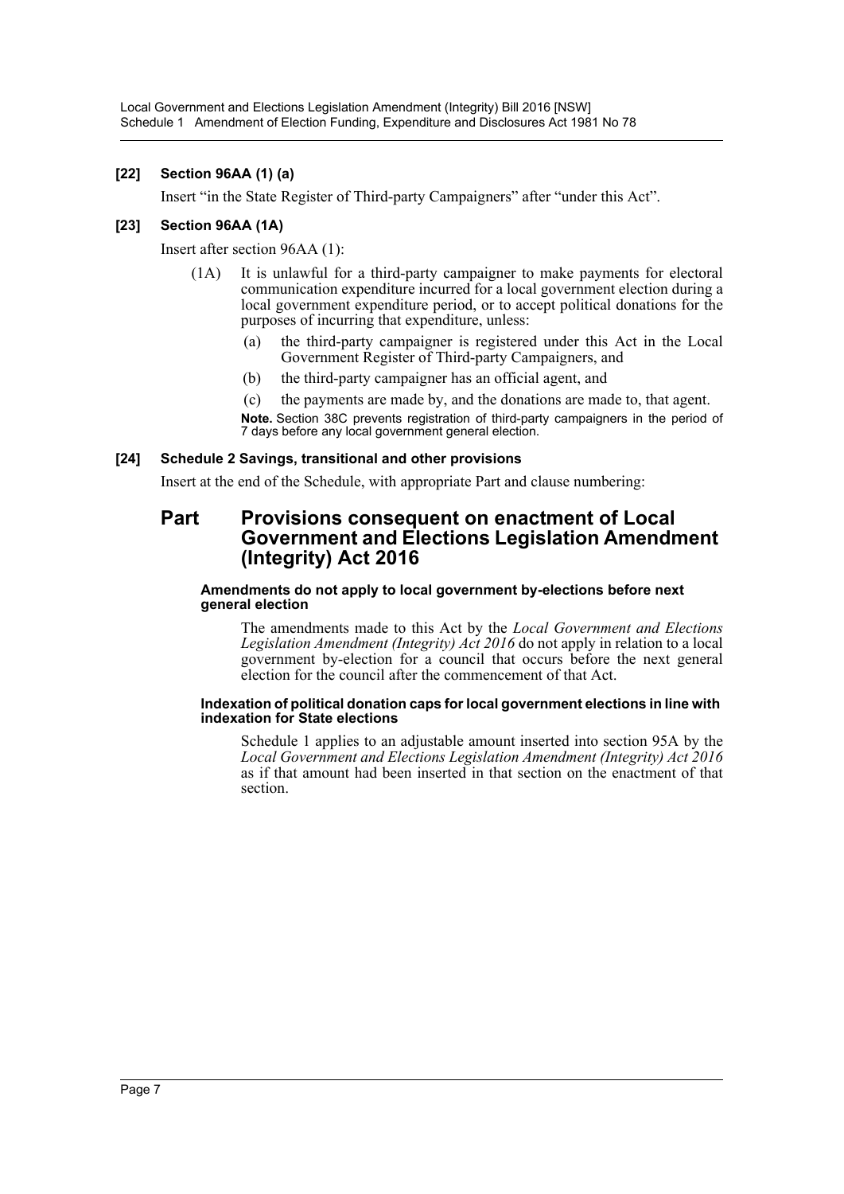### [22] Section 96AA (1) (a)

Insert "in the State Register of Third-party Campaigners" after "under this Act".

### [23] Section 96AA (1A)

Insert after section 96AA (1):

(1A) It is unlawful for a third-party campaigner to make payments for electoral communication expenditure incurred for a local government election during a local government expenditure period, or to accept political donations for the purposes of incurring that expenditure, unless:

- (a) the third-party campaigner is registered under this Act in the Local Government Register of Third-party Campaigners, and
- (b) the third-party campaigner has an official agent, and
- (c) the payments are made by, and the donations are made to, that agent.

**Note.** Section 38C prevents registration of third-party campaigners in the period of 7 days before any local government general election.

### [24] Schedule 2 Savings, transitional and other provisions

Insert at the end of the Schedule, with appropriate Part and clause numbering:

## Part Provisions consequent on enactment of Local Government and Elections Legislation Amendment (Integrity) Act 2016

#### Amendments do not apply to local government by-elections before next general election

The amendments made to this Act by the *Local Government and Elections Legislation Amendment (Integrity) Act 2016* do not apply in relation to a local government by-election for a council that occurs before the next general election for the council after the commencement of that Act.

#### Indexation of political donation caps for local government elections in line with indexation for State elections

Schedule 1 applies to an adjustable amount inserted into section 95A by the *Local Government and Elections Legislation Amendment (Integrity) Act 2016* as if that amount had been inserted in that section on the enactment of that section.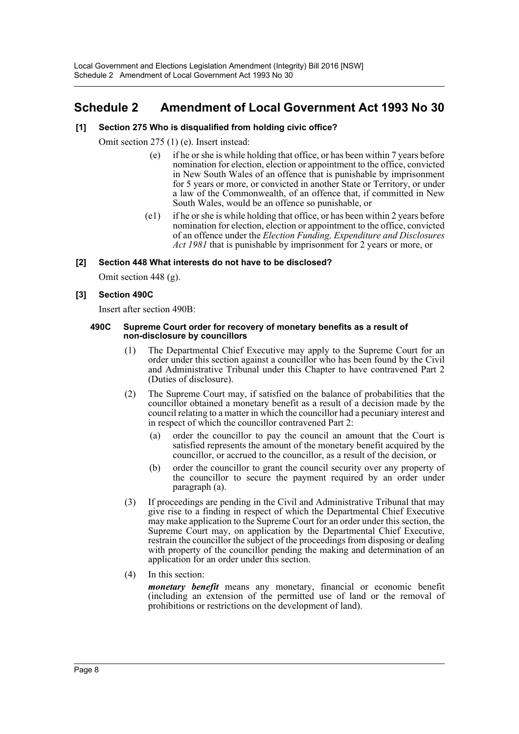# Schedule 2 Amendment of Local Government Act 1993 No 30

**[1] Section 275 Who is disqualified from holding civic office?**

Omit section 275 (1) (e). Insert instead:

(e) if he or she is while holding that office, or has been within 7 years before nomination for election, election or appointment to the office, convicted in New South Wales of an offence that is punishable by imprisonment for 5 years or more, or convicted in another State or Territory, or under a law of the Commonwealth, of an offence that, if committed in New South Wales, would be an offence so punishable, or

(e1) if he or she is while holding that office, or has been within 2 years before nomination for election, election or appointment to the office, convicted of an offence under the *Election Funding, Expenditure and Disclosures Act 1981* that is punishable by imprisonment for 2 years or more, or

**[2] Section 448 What interests do not have to be disclosed?**

Omit section 448 (g).

**[3] Section 490C**

Insert after section 490B:

**490C Supreme Court order for recovery of monetary benefits as a result of non-disclosure by councillors**

(1) The Departmental Chief Executive may apply to the Supreme Court for an order under this section against a councillor who has been found by the Civil and Administrative Tribunal under this Chapter to have contravened Part 2 (Duties of disclosure).

(2) The Supreme Court may, if satisfied on the balance of probabilities that the councillor obtained a monetary benefit as a result of a decision made by the council relating to a matter in which the councillor had a pecuniary interest and in respect of which the councillor contravened Part 2:

(a) order the councillor to pay the council an amount that the Court is satisfied represents the amount of the monetary benefit acquired by the councillor, or accrued to the councillor, as a result of the decision, or

(b) order the councillor to grant the council security over any property of the councillor to secure the payment required by an order under paragraph (a).

(3) If proceedings are pending in the Civil and Administrative Tribunal that may give rise to a finding in respect of which the Departmental Chief Executive may make application to the Supreme Court for an order under this section, the Supreme Court may, on application by the Departmental Chief Executive, restrain the councillor the subject of the proceedings from disposing or dealing with property of the councillor pending the making and determination of an application for an order under this section.

(4) In this section:

***monetary benefit*** means any monetary, financial or economic benefit (including an extension of the permitted use of land or the removal of prohibitions or restrictions on the development of land).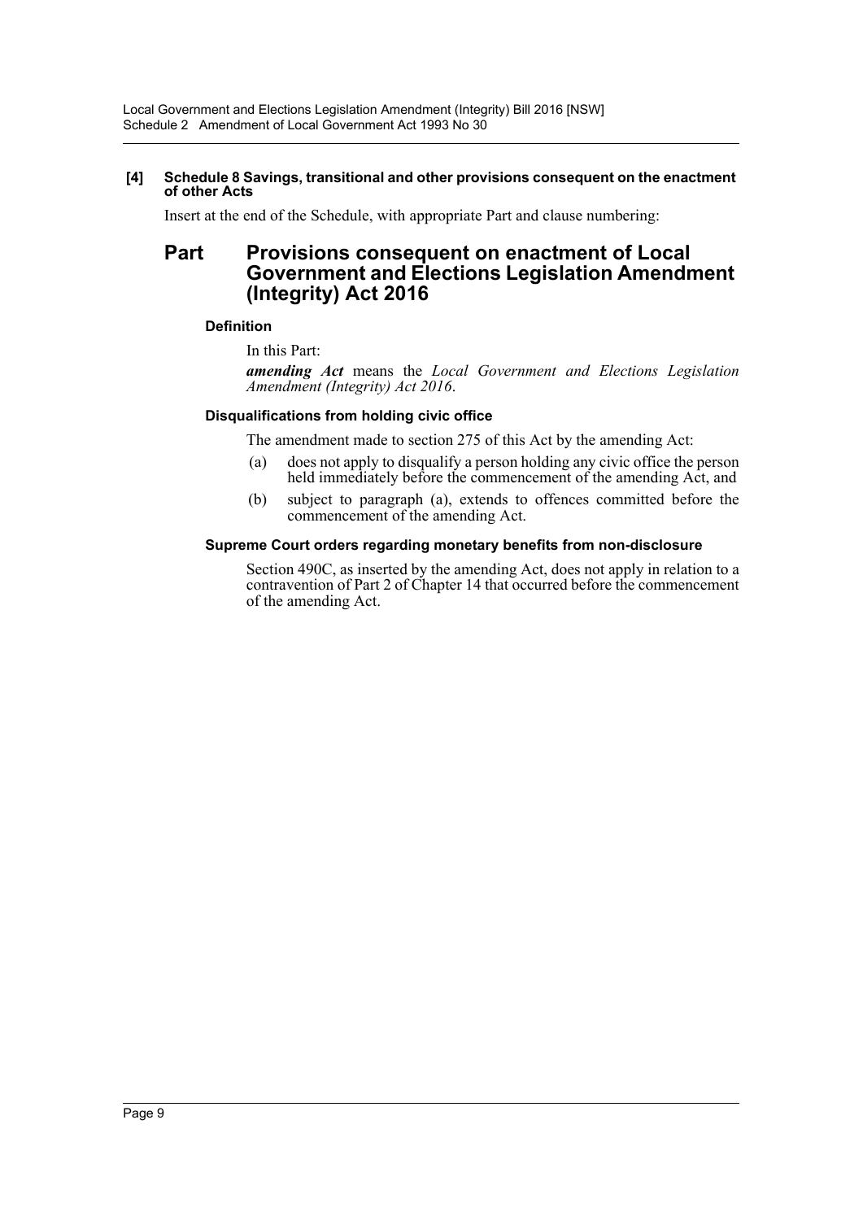**[4] Schedule 8 Savings, transitional and other provisions consequent on the enactment of other Acts**

Insert at the end of the Schedule, with appropriate Part and clause numbering:

# Part Provisions consequent on enactment of Local Government and Elections Legislation Amendment (Integrity) Act 2016

### Definition

In this Part:

***amending Act*** means the *Local Government and Elections Legislation Amendment (Integrity) Act 2016*.

### Disqualifications from holding civic office

The amendment made to section 275 of this Act by the amending Act:

(a) does not apply to disqualify a person holding any civic office the person held immediately before the commencement of the amending Act, and

(b) subject to paragraph (a), extends to offences committed before the commencement of the amending Act.

### Supreme Court orders regarding monetary benefits from non-disclosure

Section 490C, as inserted by the amending Act, does not apply in relation to a contravention of Part 2 of Chapter 14 that occurred before the commencement of the amending Act.